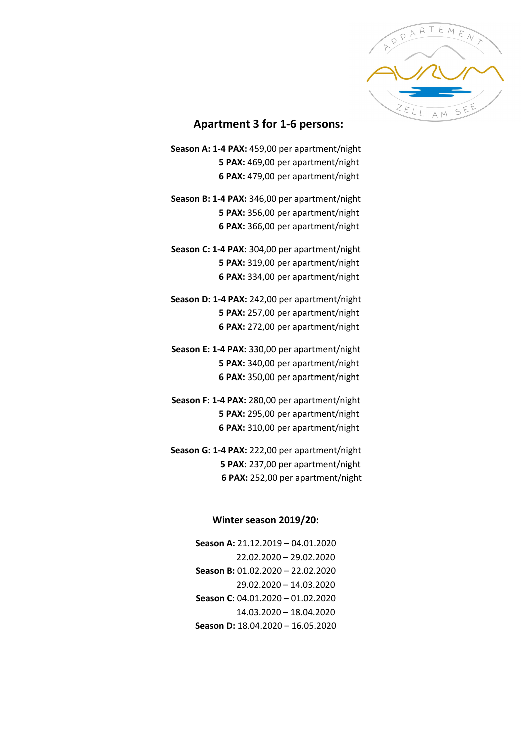## Apartment 3 for 1-6 persons:

**Season A: 1-4 PAX:** 459,00 per apartment/night
**5 PAX:** 469,00 per apartment/night
**6 PAX:** 479,00 per apartment/night

**Season B: 1-4 PAX:** 346,00 per apartment/night
**5 PAX:** 356,00 per apartment/night
**6 PAX:** 366,00 per apartment/night

**Season C: 1-4 PAX:** 304,00 per apartment/night
**5 PAX:** 319,00 per apartment/night
**6 PAX:** 334,00 per apartment/night

**Season D: 1-4 PAX:** 242,00 per apartment/night
**5 PAX:** 257,00 per apartment/night
**6 PAX:** 272,00 per apartment/night

**Season E: 1-4 PAX:** 330,00 per apartment/night
**5 PAX:** 340,00 per apartment/night
**6 PAX:** 350,00 per apartment/night

**Season F: 1-4 PAX:** 280,00 per apartment/night
**5 PAX:** 295,00 per apartment/night
**6 PAX:** 310,00 per apartment/night

**Season G: 1-4 PAX:** 222,00 per apartment/night
**5 PAX:** 237,00 per apartment/night
**6 PAX:** 252,00 per apartment/night

### Winter season 2019/20:

**Season A:** 21.12.2019 – 04.01.2020
22.02.2020 – 29.02.2020
**Season B:** 01.02.2020 – 22.02.2020
29.02.2020 – 14.03.2020
**Season C**: 04.01.2020 – 01.02.2020
14.03.2020 – 18.04.2020
**Season D:** 18.04.2020 – 16.05.2020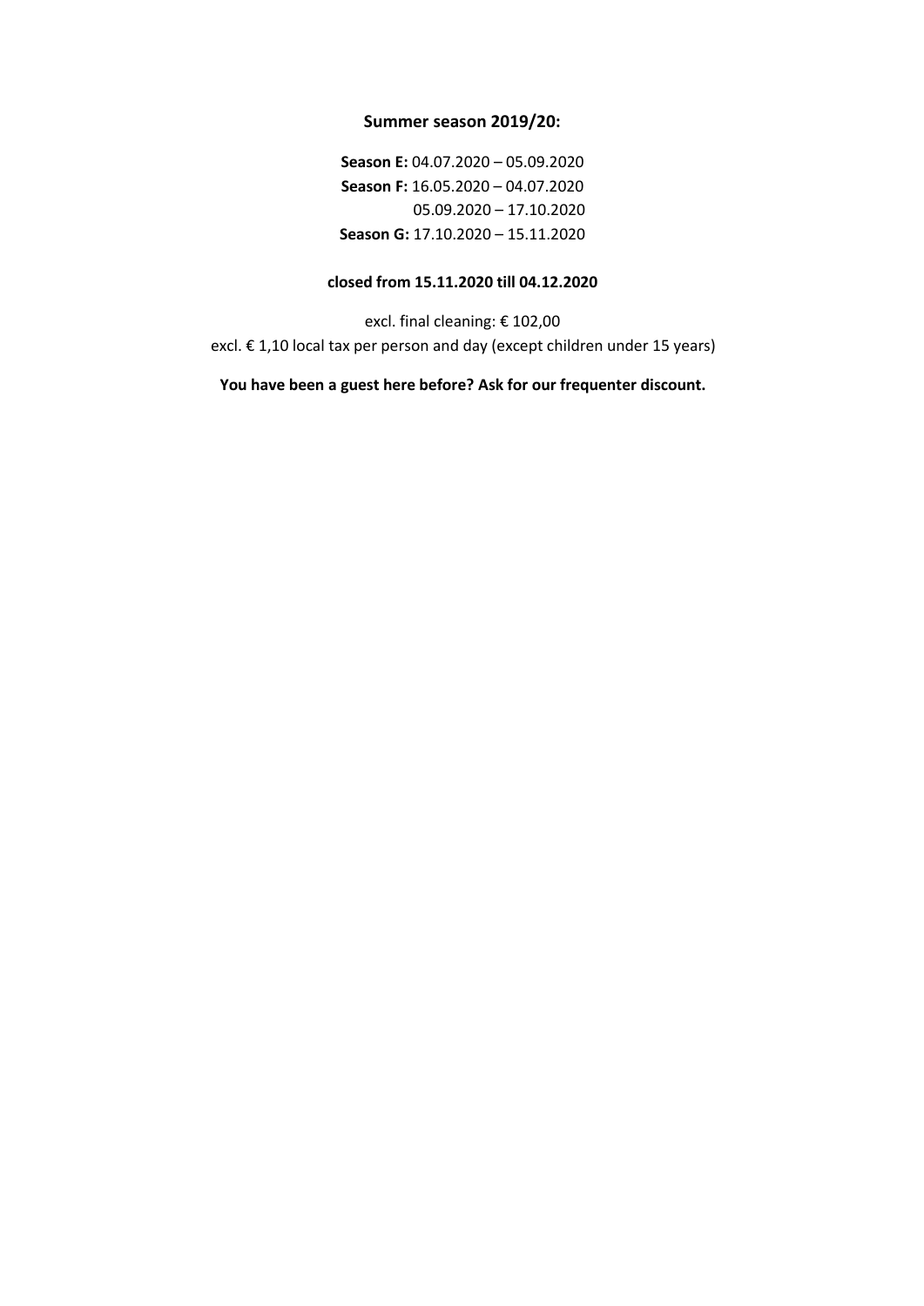**Summer season 2019/20:**

**Season E:** 04.07.2020 – 05.09.2020
**Season F:** 16.05.2020 – 04.07.2020
05.09.2020 – 17.10.2020
**Season G:** 17.10.2020 – 15.11.2020

**closed from 15.11.2020 till 04.12.2020**

excl. final cleaning: € 102,00
excl. € 1,10 local tax per person and day (except children under 15 years)

**You have been a guest here before? Ask for our frequenter discount.**